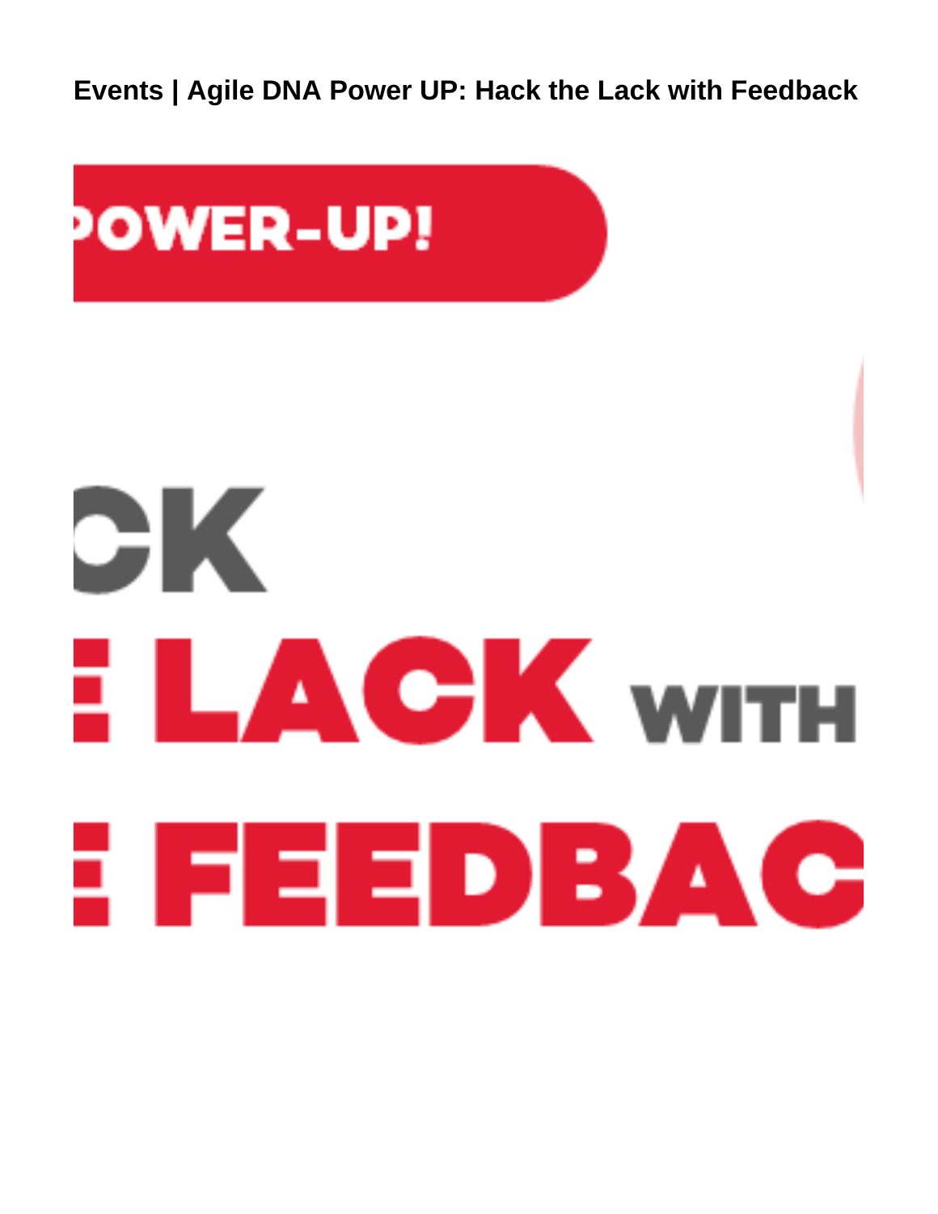# Events | Agile DNA Power UP: Hack the Lack with Feedback

POWER-UP!

CK

LACK WITH

FEEDBAC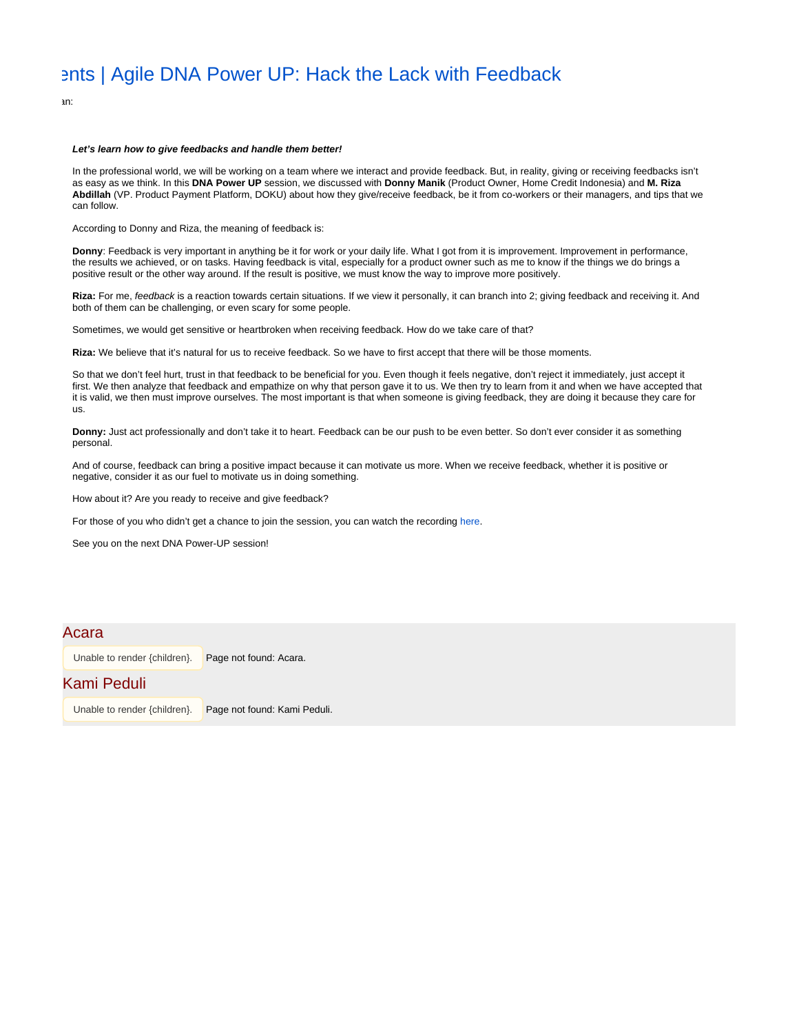# ents | Agile DNA Power UP: Hack the Lack with Feedback

an:

***Let's learn how to give feedbacks and handle them better!***

In the professional world, we will be working on a team where we interact and provide feedback. But, in reality, giving or receiving feedbacks isn't as easy as we think. In this **DNA Power UP** session, we discussed with **Donny Manik** (Product Owner, Home Credit Indonesia) and **M. Riza Abdillah** (VP. Product Payment Platform, DOKU) about how they give/receive feedback, be it from co-workers or their managers, and tips that we can follow.

According to Donny and Riza, the meaning of feedback is:

**Donny**: Feedback is very important in anything be it for work or your daily life. What I got from it is improvement. Improvement in performance, the results we achieved, or on tasks. Having feedback is vital, especially for a product owner such as me to know if the things we do brings a positive result or the other way around. If the result is positive, we must know the way to improve more positively.

**Riza:** For me, *feedback* is a reaction towards certain situations. If we view it personally, it can branch into 2; giving feedback and receiving it. And both of them can be challenging, or even scary for some people.

Sometimes, we would get sensitive or heartbroken when receiving feedback. How do we take care of that?

**Riza:** We believe that it's natural for us to receive feedback. So we have to first accept that there will be those moments.

So that we don't feel hurt, trust in that feedback to be beneficial for you. Even though it feels negative, don't reject it immediately, just accept it first. We then analyze that feedback and empathize on why that person gave it to us. We then try to learn from it and when we have accepted that it is valid, we then must improve ourselves. The most important is that when someone is giving feedback, they are doing it because they care for us.

**Donny:** Just act professionally and don't take it to heart. Feedback can be our push to be even better. So don't ever consider it as something personal.

And of course, feedback can bring a positive impact because it can motivate us more. When we receive feedback, whether it is positive or negative, consider it as our fuel to motivate us in doing something.

How about it? Are you ready to receive and give feedback?

For those of you who didn't get a chance to join the session, you can watch the recording here.

See you on the next DNA Power-UP session!

## Acara

Unable to render {children}. Page not found: Acara.

## Kami Peduli

Unable to render {children}. Page not found: Kami Peduli.